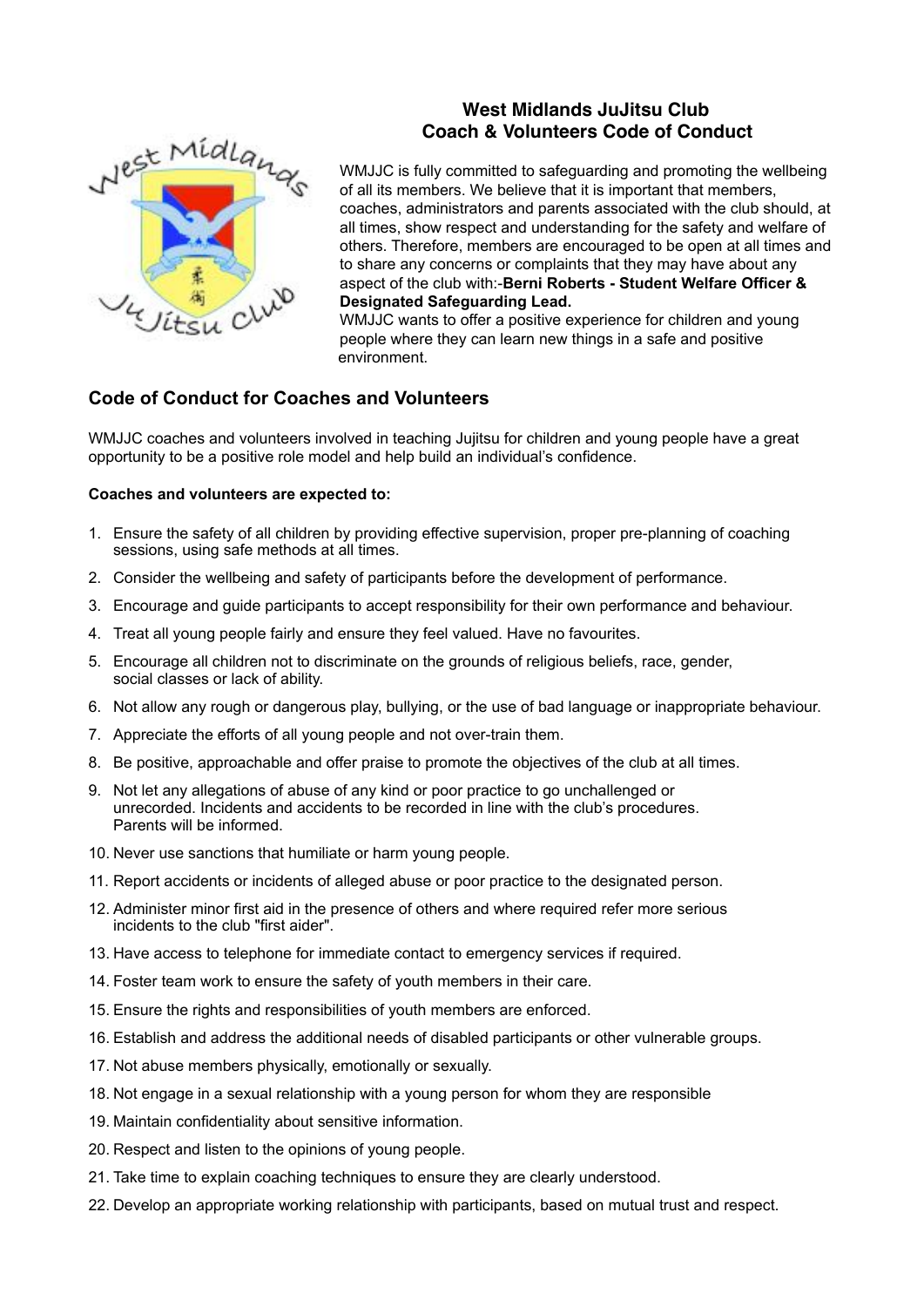# West Midlands JuJitsu Club
## Coach & Volunteers Code of Conduct

WMJJC is fully committed to safeguarding and promoting the wellbeing of all its members. We believe that it is important that members, coaches, administrators and parents associated with the club should, at all times, show respect and understanding for the safety and welfare of others. Therefore, members are encouraged to be open at all times and to share any concerns or complaints that they may have about any aspect of the club with:-**Berni Roberts - Student Welfare Officer & Designated Safeguarding Lead.**

WMJJC wants to offer a positive experience for children and young people where they can learn new things in a safe and positive environment.

## Code of Conduct for Coaches and Volunteers

WMJJC coaches and volunteers involved in teaching Jujitsu for children and young people have a great opportunity to be a positive role model and help build an individual's confidence.

**Coaches and volunteers are expected to:**

1. Ensure the safety of all children by providing effective supervision, proper pre-planning of coaching sessions, using safe methods at all times.
2. Consider the wellbeing and safety of participants before the development of performance.
3. Encourage and guide participants to accept responsibility for their own performance and behaviour.
4. Treat all young people fairly and ensure they feel valued. Have no favourites.
5. Encourage all children not to discriminate on the grounds of religious beliefs, race, gender, social classes or lack of ability.
6. Not allow any rough or dangerous play, bullying, or the use of bad language or inappropriate behaviour.
7. Appreciate the efforts of all young people and not over-train them.
8. Be positive, approachable and offer praise to promote the objectives of the club at all times.
9. Not let any allegations of abuse of any kind or poor practice to go unchallenged or unrecorded. Incidents and accidents to be recorded in line with the club's procedures. Parents will be informed.
10. Never use sanctions that humiliate or harm young people.
11. Report accidents or incidents of alleged abuse or poor practice to the designated person.
12. Administer minor first aid in the presence of others and where required refer more serious incidents to the club "first aider".
13. Have access to telephone for immediate contact to emergency services if required.
14. Foster team work to ensure the safety of youth members in their care.
15. Ensure the rights and responsibilities of youth members are enforced.
16. Establish and address the additional needs of disabled participants or other vulnerable groups.
17. Not abuse members physically, emotionally or sexually.
18. Not engage in a sexual relationship with a young person for whom they are responsible
19. Maintain confidentiality about sensitive information.
20. Respect and listen to the opinions of young people.
21. Take time to explain coaching techniques to ensure they are clearly understood.
22. Develop an appropriate working relationship with participants, based on mutual trust and respect.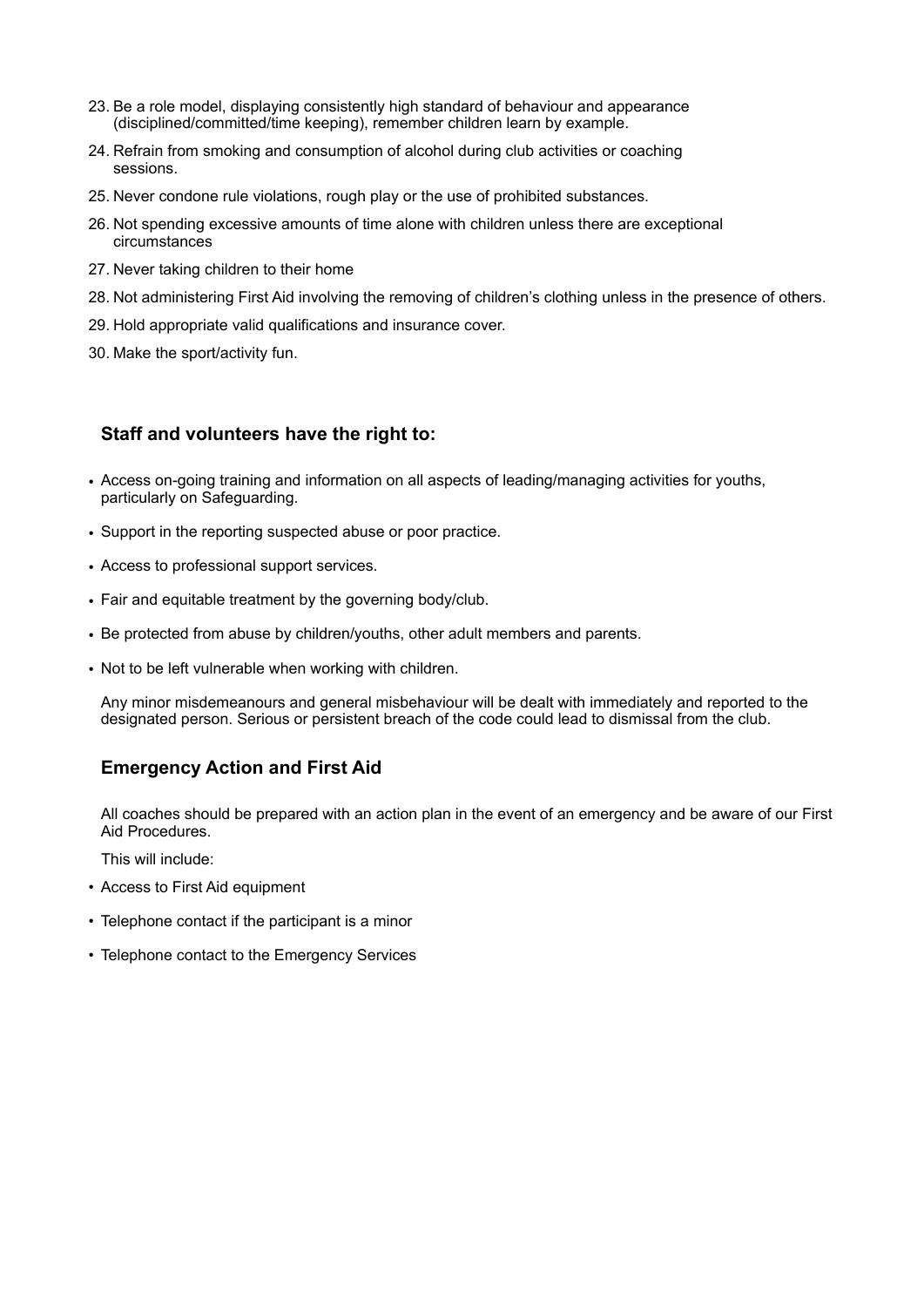23. Be a role model, displaying consistently high standard of behaviour and appearance (disciplined/committed/time keeping), remember children learn by example.
24. Refrain from smoking and consumption of alcohol during club activities or coaching sessions.
25. Never condone rule violations, rough play or the use of prohibited substances.
26. Not spending excessive amounts of time alone with children unless there are exceptional circumstances
27. Never taking children to their home
28. Not administering First Aid involving the removing of children's clothing unless in the presence of others.
29. Hold appropriate valid qualifications and insurance cover.
30. Make the sport/activity fun.

### Staff and volunteers have the right to:

- Access on-going training and information on all aspects of leading/managing activities for youths, particularly on Safeguarding.
- Support in the reporting suspected abuse or poor practice.
- Access to professional support services.
- Fair and equitable treatment by the governing body/club.
- Be protected from abuse by children/youths, other adult members and parents.
- Not to be left vulnerable when working with children.

Any minor misdemeanours and general misbehaviour will be dealt with immediately and reported to the designated person. Serious or persistent breach of the code could lead to dismissal from the club.

### Emergency Action and First Aid

All coaches should be prepared with an action plan in the event of an emergency and be aware of our First Aid Procedures.

This will include:

- Access to First Aid equipment
- Telephone contact if the participant is a minor
- Telephone contact to the Emergency Services